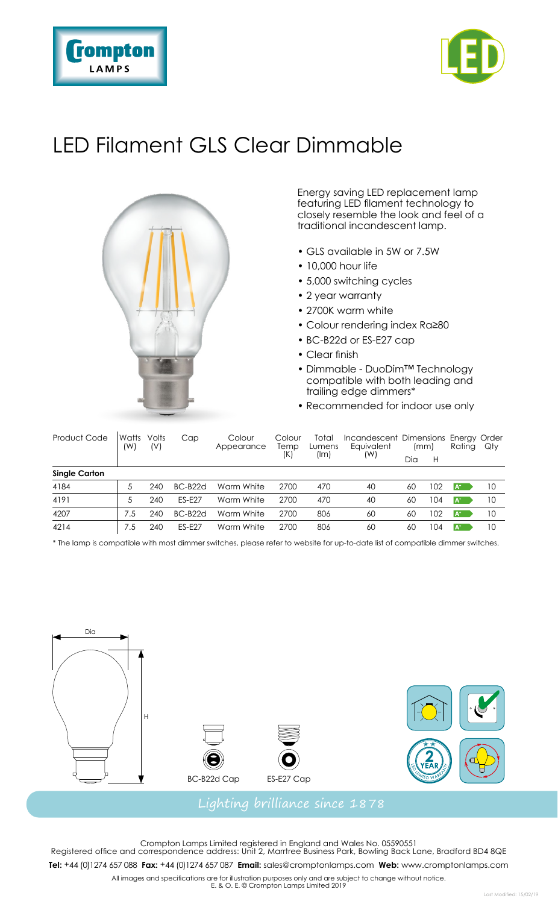# LED Filament GLS Clear Dimmable

Energy saving LED replacement lamp featuring LED filament technology to closely resemble the look and feel of a traditional incandescent lamp.

- GLS available in 5W or 7.5W
- 10,000 hour life
- 5,000 switching cycles
- 2 year warranty
- 2700K warm white
- Colour rendering index Ra≥80
- BC-B22d or ES-E27 cap
- Clear finish
- Dimmable - DuoDim™ Technology compatible with both leading and trailing edge dimmers*
- Recommended for indoor use only

| Product Code | Watts (W) | Volts (V) | Cap | Colour Appearance | Colour Temp (K) | Total Lumens (lm) | Incandescent Equivalent (W) | Dimensions (mm) Dia | Dimensions (mm) H | Energy Rating | Order Qty |
|---|---|---|---|---|---|---|---|---|---|---|---|
| **Single Carton** | | | | | | | | | | | |
| 4184 | 5 | 240 | BC-B22d | Warm White | 2700 | 470 | 40 | 60 | 102 | A+ | 10 |
| 4191 | 5 | 240 | ES-E27 | Warm White | 2700 | 470 | 40 | 60 | 104 | A+ | 10 |
| 4207 | 7.5 | 240 | BC-B22d | Warm White | 2700 | 806 | 60 | 60 | 102 | A+ | 10 |
| 4214 | 7.5 | 240 | ES-E27 | Warm White | 2700 | 806 | 60 | 60 | 104 | A+ | 10 |

* The lamp is compatible with most dimmer switches, please refer to website for up-to-date list of compatible dimmer switches.

Dia

H

BC-B22d Cap

ES-E27 Cap

Lighting brilliance since 1878

Crompton Lamps Limited registered in England and Wales No. 05590551
Registered office and correspondence address: Unit 2, Marrtree Business Park, Bowling Back Lane, Bradford BD4 8QE

**Tel:** +44 (0)1274 657 088 **Fax:** +44 (0)1274 657 087 **Email:** sales@cromptonlamps.com **Web:** www.cromptonlamps.com

All images and specifications are for illustration purposes only and are subject to change without notice.
E. & O. E. © Crompton Lamps Limited 2019

Last Modified: 15/02/19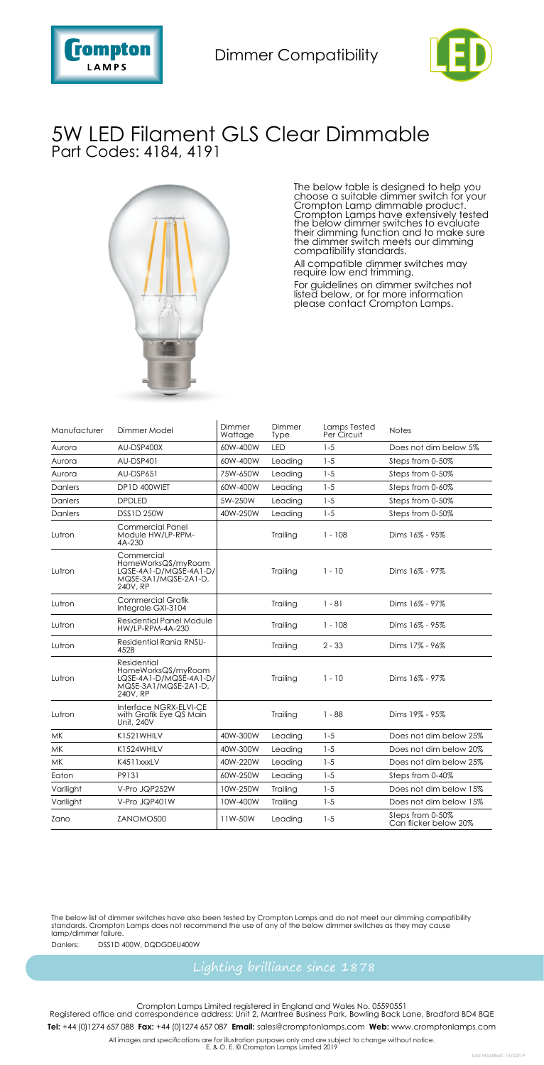Dimmer Compatibility

# 5W LED Filament GLS Clear Dimmable

## Part Codes: 4184, 4191

The below table is designed to help you choose a suitable dimmer switch for your Crompton Lamp dimmable product. Crompton Lamps have extensively tested the below dimmer switches to evaluate their dimming function and to make sure the dimmer switch meets our dimming compatibility standards.

All compatible dimmer switches may require low end trimming.

For guidelines on dimmer switches not listed below, or for more information please contact Crompton Lamps.

| Manufacturer | Dimmer Model | Dimmer Wattage | Dimmer Type | Lamps Tested Per Circuit | Notes |
|---|---|---|---|---|---|
| Aurora | AU-DSP400X | 60W-400W | LED | 1-5 | Does not dim below 5% |
| Aurora | AU-DSP401 | 60W-400W | Leading | 1-5 | Steps from 0-50% |
| Aurora | AU-DSP651 | 75W-650W | Leading | 1-5 | Steps from 0-50% |
| Danlers | DP1D 400WIET | 60W-400W | Leading | 1-5 | Steps from 0-60% |
| Danlers | DPDLED | 5W-250W | Leading | 1-5 | Steps from 0-50% |
| Danlers | DSS1D 250W | 40W-250W | Leading | 1-5 | Steps from 0-50% |
| Lutron | Commercial Panel Module HW/LP-RPM-4A-230 | | Trailing | 1 - 108 | Dims 16% - 95% |
| Lutron | Commercial HomeWorksQS/myRoom LQSE-4A1-D/MQSE-4A1-D/ MQSE-3A1/MQSE-2A1-D, 240V, RP | | Trailing | 1 - 10 | Dims 16% - 97% |
| Lutron | Commercial Grafik Integrale GXI-3104 | | Trailing | 1 - 81 | Dims 16% - 97% |
| Lutron | Residential Panel Module HW/LP-RPM-4A-230 | | Trailing | 1 - 108 | Dims 16% - 95% |
| Lutron | Residential Rania RNSU-452B | | Trailing | 2 - 33 | Dims 17% - 96% |
| Lutron | Residential HomeWorksQS/myRoom LQSE-4A1-D/MQSE-4A1-D/ MQSE-3A1/MQSE-2A1-D, 240V, RP | | Trailing | 1 - 10 | Dims 16% - 97% |
| Lutron | Interface NGRX-ELVI-CE with Grafik Eye QS Main Unit, 240V | | Trailing | 1 - 88 | Dims 19% - 95% |
| MK | K1521WHILV | 40W-300W | Leading | 1-5 | Does not dim below 25% |
| MK | K1524WHILV | 40W-300W | Leading | 1-5 | Does not dim below 20% |
| MK | K4511xxxLV | 40W-220W | Leading | 1-5 | Does not dim below 25% |
| Eaton | P9131 | 60W-250W | Leading | 1-5 | Steps from 0-40% |
| Varilight | V-Pro JQP252W | 10W-250W | Trailing | 1-5 | Does not dim below 15% |
| Varilight | V-Pro JQP401W | 10W-400W | Trailing | 1-5 | Does not dim below 15% |
| Zano | ZANOMO500 | 11W-50W | Leading | 1-5 | Steps from 0-50% Can flicker below 20% |

The below list of dimmer switches have also been tested by Crompton Lamps and do not meet our dimming compatibility standards. Crompton Lamps does not recommend the use of any of the below dimmer switches as they may cause lamp/dimmer failure.

Danlers: DSS1D 400W, DQDGDEU400W

Lighting brilliance since 1878

Crompton Lamps Limited registered in England and Wales No. 05590551
Registered office and correspondence address: Unit 2, Marrtree Business Park, Bowling Back Lane, Bradford BD4 8QE
**Tel:** +44 (0)1274 657 088 **Fax:** +44 (0)1274 657 087 **Email:** sales@cromptonlamps.com **Web:** www.cromptonlamps.com

All images and specifications are for illustration purposes only and are subject to change without notice.
E. & O. E. © Crompton Lamps Limited 2019

Last Modified: 15/02/19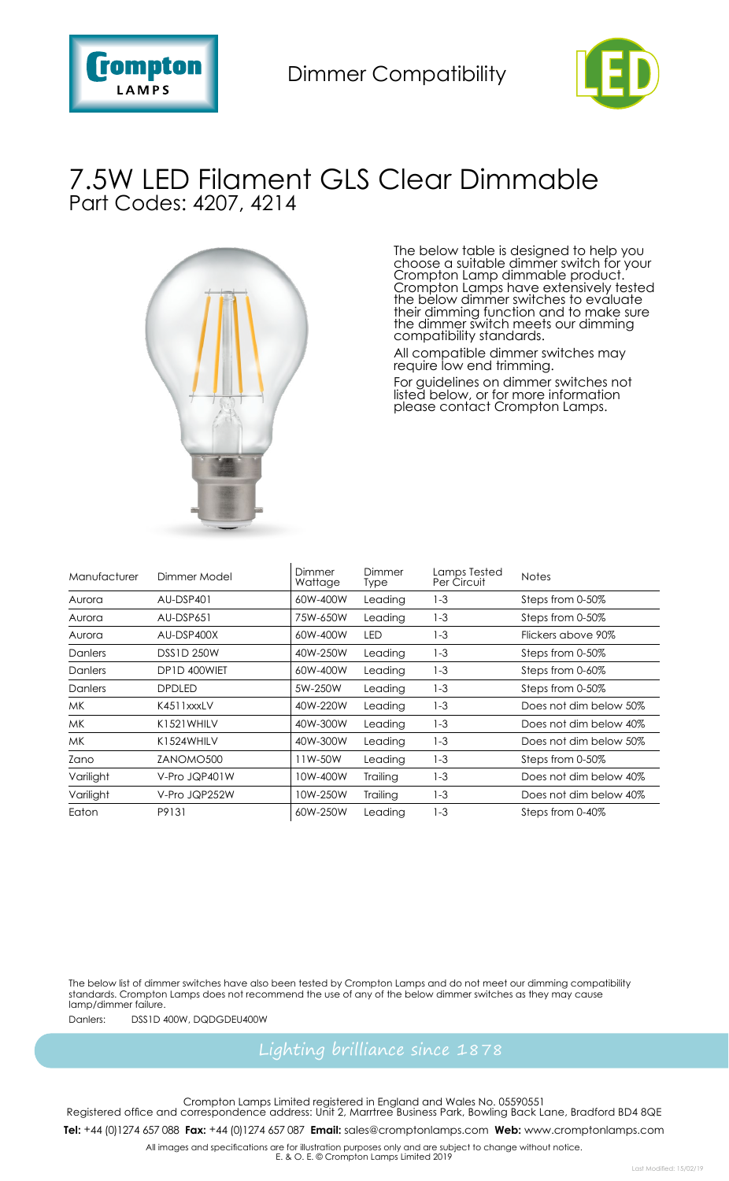Dimmer Compatibility

# 7.5W LED Filament GLS Clear Dimmable

## Part Codes: 4207, 4214

The below table is designed to help you choose a suitable dimmer switch for your Crompton Lamp dimmable product. Crompton Lamps have extensively tested the below dimmer switches to evaluate their dimming function and to make sure the dimmer switch meets our dimming compatibility standards.

All compatible dimmer switches may require low end trimming.

For guidelines on dimmer switches not listed below, or for more information please contact Crompton Lamps.

| Manufacturer | Dimmer Model | Dimmer Wattage | Dimmer Type | Lamps Tested Per Circuit | Notes |
|---|---|---|---|---|---|
| Aurora | AU-DSP401 | 60W-400W | Leading | 1-3 | Steps from 0-50% |
| Aurora | AU-DSP651 | 75W-650W | Leading | 1-3 | Steps from 0-50% |
| Aurora | AU-DSP400X | 60W-400W | LED | 1-3 | Flickers above 90% |
| Danlers | DSS1D 250W | 40W-250W | Leading | 1-3 | Steps from 0-50% |
| Danlers | DP1D 400WIET | 60W-400W | Leading | 1-3 | Steps from 0-60% |
| Danlers | DPDLED | 5W-250W | Leading | 1-3 | Steps from 0-50% |
| MK | K4511xxxLV | 40W-220W | Leading | 1-3 | Does not dim below 50% |
| MK | K1521WHILV | 40W-300W | Leading | 1-3 | Does not dim below 40% |
| MK | K1524WHILV | 40W-300W | Leading | 1-3 | Does not dim below 50% |
| Zano | ZANOMO500 | 11W-50W | Leading | 1-3 | Steps from 0-50% |
| Varilight | V-Pro JQP401W | 10W-400W | Trailing | 1-3 | Does not dim below 40% |
| Varilight | V-Pro JQP252W | 10W-250W | Trailing | 1-3 | Does not dim below 40% |
| Eaton | P9131 | 60W-250W | Leading | 1-3 | Steps from 0-40% |

The below list of dimmer switches have also been tested by Crompton Lamps and do not meet our dimming compatibility standards. Crompton Lamps does not recommend the use of any of the below dimmer switches as they may cause lamp/dimmer failure.

Danlers: DSS1D 400W, DQDGDEU400W

*Lighting brilliance since 1878*

Crompton Lamps Limited registered in England and Wales No. 05590551
Registered office and correspondence address: Unit 2, Marrtree Business Park, Bowling Back Lane, Bradford BD4 8QE

**Tel:** +44 (0)1274 657 088 **Fax:** +44 (0)1274 657 087 **Email:** sales@cromptonlamps.com **Web:** www.cromptonlamps.com

All images and specifications are for illustration purposes only and are subject to change without notice.
E. & O. E. © Crompton Lamps Limited 2019

Last Modified: 15/02/19